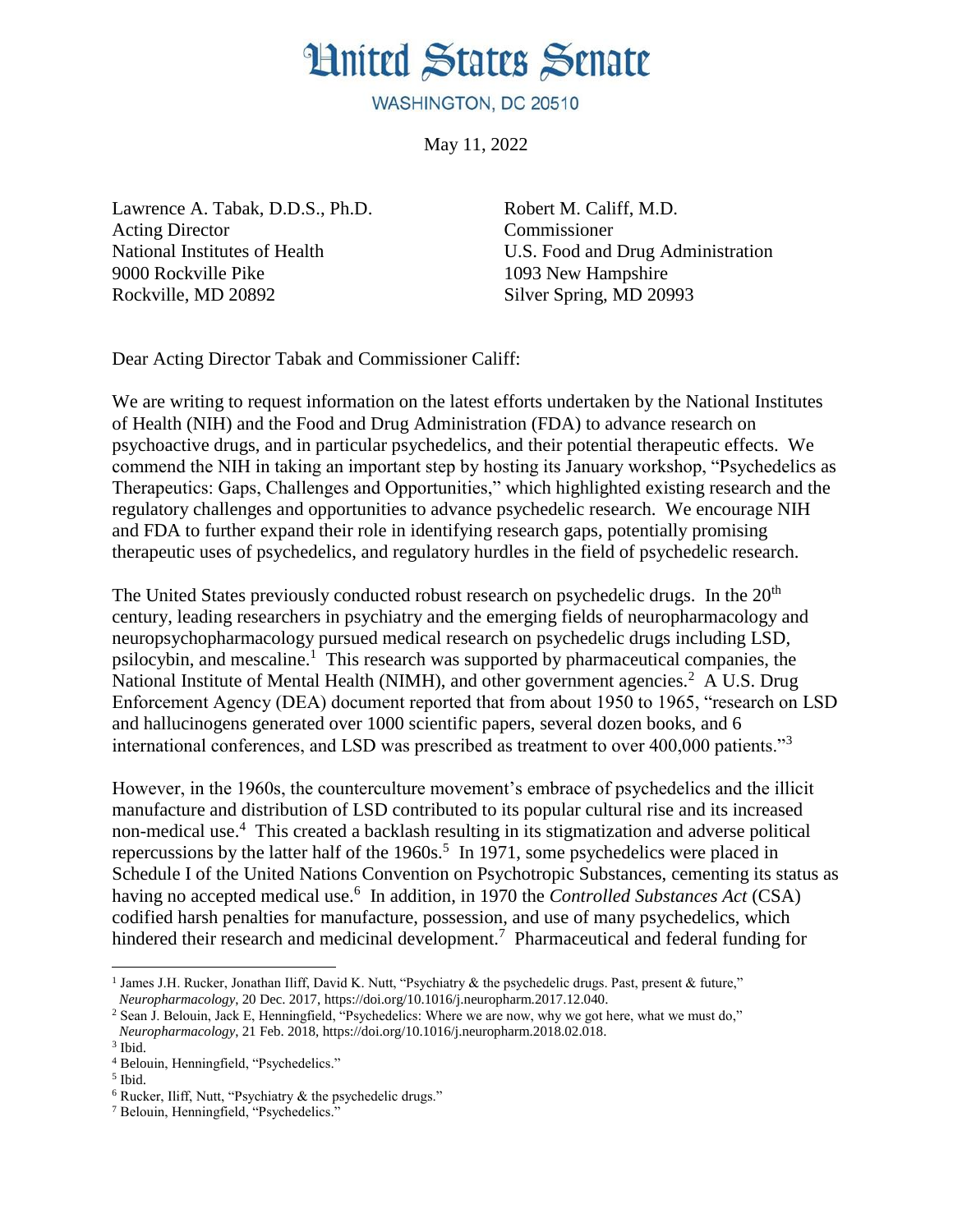# United States Senate

WASHINGTON, DC 20510

May 11, 2022

Lawrence A. Tabak, D.D.S., Ph.D.
Acting Director
National Institutes of Health
9000 Rockville Pike
Rockville, MD 20892

Robert M. Califf, M.D.
Commissioner
U.S. Food and Drug Administration
1093 New Hampshire
Silver Spring, MD 20993

Dear Acting Director Tabak and Commissioner Califf:

We are writing to request information on the latest efforts undertaken by the National Institutes of Health (NIH) and the Food and Drug Administration (FDA) to advance research on psychoactive drugs, and in particular psychedelics, and their potential therapeutic effects. We commend the NIH in taking an important step by hosting its January workshop, "Psychedelics as Therapeutics: Gaps, Challenges and Opportunities," which highlighted existing research and the regulatory challenges and opportunities to advance psychedelic research. We encourage NIH and FDA to further expand their role in identifying research gaps, potentially promising therapeutic uses of psychedelics, and regulatory hurdles in the field of psychedelic research.

The United States previously conducted robust research on psychedelic drugs. In the 20th century, leading researchers in psychiatry and the emerging fields of neuropharmacology and neuropsychopharmacology pursued medical research on psychedelic drugs including LSD, psilocybin, and mescaline.[1] This research was supported by pharmaceutical companies, the National Institute of Mental Health (NIMH), and other government agencies.[2] A U.S. Drug Enforcement Agency (DEA) document reported that from about 1950 to 1965, "research on LSD and hallucinogens generated over 1000 scientific papers, several dozen books, and 6 international conferences, and LSD was prescribed as treatment to over 400,000 patients."[3]

However, in the 1960s, the counterculture movement's embrace of psychedelics and the illicit manufacture and distribution of LSD contributed to its popular cultural rise and its increased non-medical use.[4] This created a backlash resulting in its stigmatization and adverse political repercussions by the latter half of the 1960s.[5] In 1971, some psychedelics were placed in Schedule I of the United Nations Convention on Psychotropic Substances, cementing its status as having no accepted medical use.[6] In addition, in 1970 the *Controlled Substances Act* (CSA) codified harsh penalties for manufacture, possession, and use of many psychedelics, which hindered their research and medicinal development.[7] Pharmaceutical and federal funding for

---

[1] James J.H. Rucker, Jonathan Iliff, David K. Nutt, "Psychiatry & the psychedelic drugs. Past, present & future," *Neuropharmacology*, 20 Dec. 2017, https://doi.org/10.1016/j.neuropharm.2017.12.040.

[2] Sean J. Belouin, Jack E, Henningfield, "Psychedelics: Where we are now, why we got here, what we must do," *Neuropharmacology*, 21 Feb. 2018, https://doi.org/10.1016/j.neuropharm.2018.02.018.

[3] Ibid.

[4] Belouin, Henningfield, "Psychedelics."

[5] Ibid.

[6] Rucker, Iliff, Nutt, "Psychiatry & the psychedelic drugs."

[7] Belouin, Henningfield, "Psychedelics."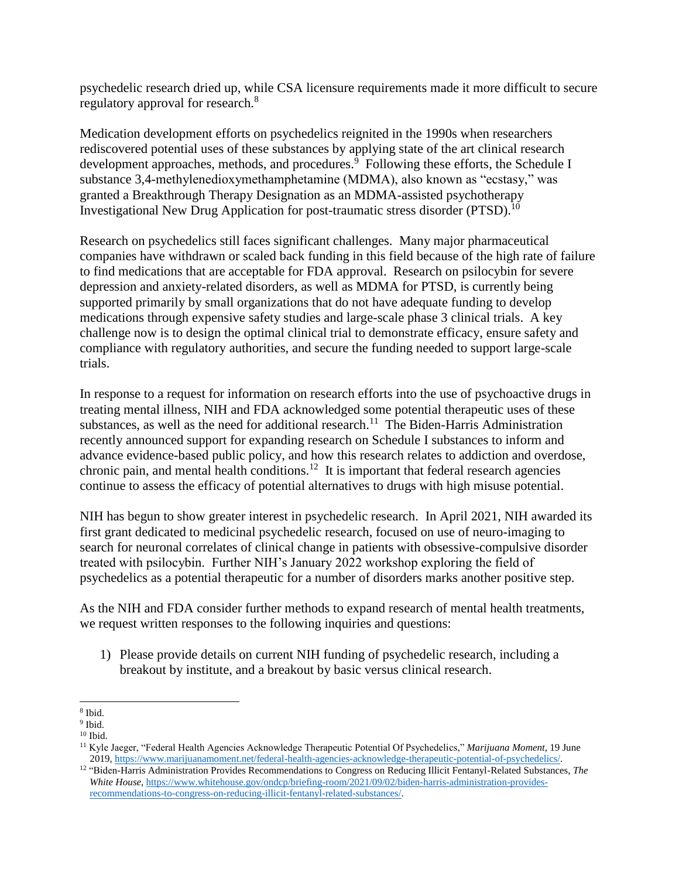psychedelic research dried up, while CSA licensure requirements made it more difficult to secure regulatory approval for research.[8]

Medication development efforts on psychedelics reignited in the 1990s when researchers rediscovered potential uses of these substances by applying state of the art clinical research development approaches, methods, and procedures.[9] Following these efforts, the Schedule I substance 3,4-methylenedioxymethamphetamine (MDMA), also known as "ecstasy," was granted a Breakthrough Therapy Designation as an MDMA-assisted psychotherapy Investigational New Drug Application for post-traumatic stress disorder (PTSD).[10]

Research on psychedelics still faces significant challenges. Many major pharmaceutical companies have withdrawn or scaled back funding in this field because of the high rate of failure to find medications that are acceptable for FDA approval. Research on psilocybin for severe depression and anxiety-related disorders, as well as MDMA for PTSD, is currently being supported primarily by small organizations that do not have adequate funding to develop medications through expensive safety studies and large-scale phase 3 clinical trials. A key challenge now is to design the optimal clinical trial to demonstrate efficacy, ensure safety and compliance with regulatory authorities, and secure the funding needed to support large-scale trials.

In response to a request for information on research efforts into the use of psychoactive drugs in treating mental illness, NIH and FDA acknowledged some potential therapeutic uses of these substances, as well as the need for additional research.[11] The Biden-Harris Administration recently announced support for expanding research on Schedule I substances to inform and advance evidence-based public policy, and how this research relates to addiction and overdose, chronic pain, and mental health conditions.[12] It is important that federal research agencies continue to assess the efficacy of potential alternatives to drugs with high misuse potential.

NIH has begun to show greater interest in psychedelic research. In April 2021, NIH awarded its first grant dedicated to medicinal psychedelic research, focused on use of neuro-imaging to search for neuronal correlates of clinical change in patients with obsessive-compulsive disorder treated with psilocybin. Further NIH's January 2022 workshop exploring the field of psychedelics as a potential therapeutic for a number of disorders marks another positive step.

As the NIH and FDA consider further methods to expand research of mental health treatments, we request written responses to the following inquiries and questions:

1) Please provide details on current NIH funding of psychedelic research, including a breakout by institute, and a breakout by basic versus clinical research.

---

[8] Ibid.

[9] Ibid.

[10] Ibid.

[11] Kyle Jaeger, "Federal Health Agencies Acknowledge Therapeutic Potential Of Psychedelics," *Marijuana Moment*, 19 June 2019, https://www.marijuanamoment.net/federal-health-agencies-acknowledge-therapeutic-potential-of-psychedelics/.

[12] "Biden-Harris Administration Provides Recommendations to Congress on Reducing Illicit Fentanyl-Related Substances, *The White House*, https://www.whitehouse.gov/ondcp/briefing-room/2021/09/02/biden-harris-administration-provides-recommendations-to-congress-on-reducing-illicit-fentanyl-related-substances/.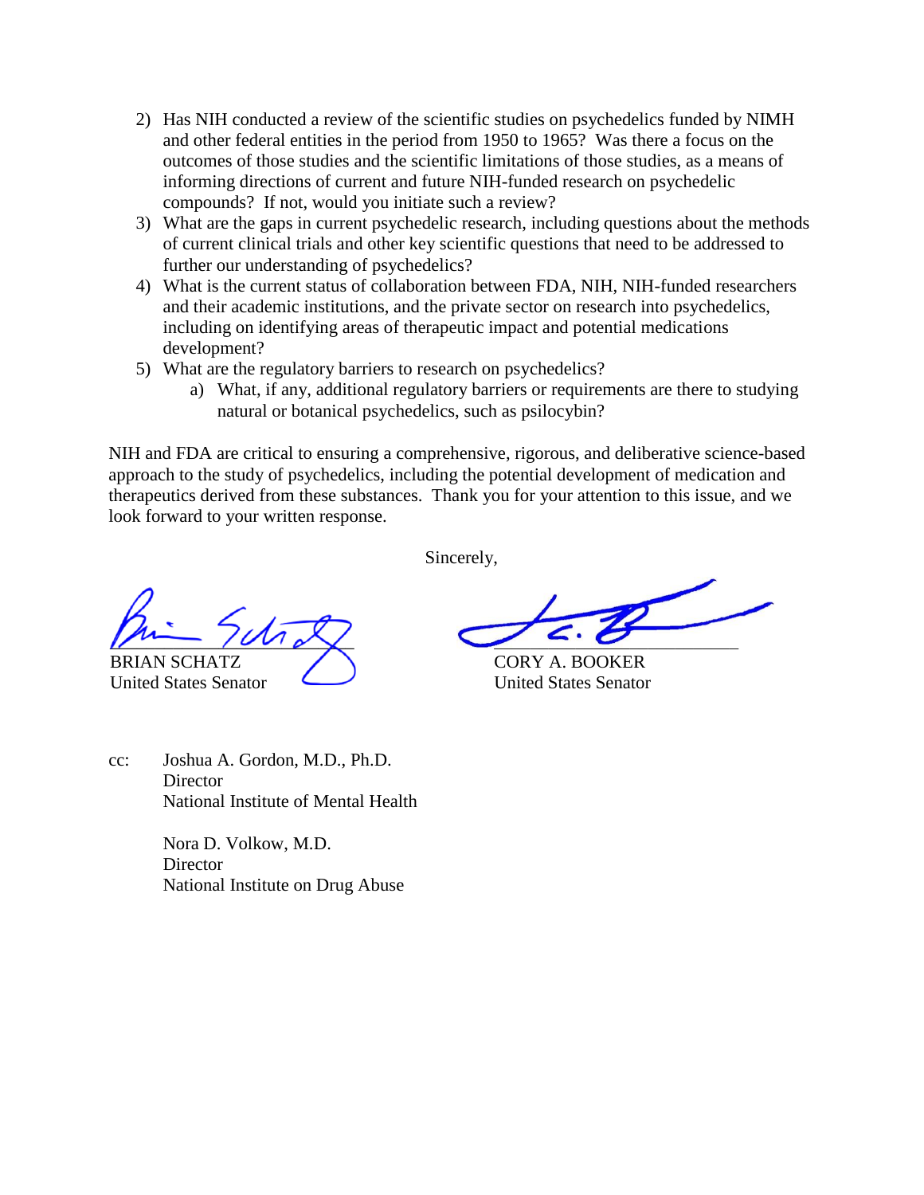2) Has NIH conducted a review of the scientific studies on psychedelics funded by NIMH and other federal entities in the period from 1950 to 1965? Was there a focus on the outcomes of those studies and the scientific limitations of those studies, as a means of informing directions of current and future NIH-funded research on psychedelic compounds? If not, would you initiate such a review?
3) What are the gaps in current psychedelic research, including questions about the methods of current clinical trials and other key scientific questions that need to be addressed to further our understanding of psychedelics?
4) What is the current status of collaboration between FDA, NIH, NIH-funded researchers and their academic institutions, and the private sector on research into psychedelics, including on identifying areas of therapeutic impact and potential medications development?
5) What are the regulatory barriers to research on psychedelics?
    a) What, if any, additional regulatory barriers or requirements are there to studying natural or botanical psychedelics, such as psilocybin?

NIH and FDA are critical to ensuring a comprehensive, rigorous, and deliberative science-based approach to the study of psychedelics, including the potential development of medication and therapeutics derived from these substances. Thank you for your attention to this issue, and we look forward to your written response.

Sincerely,

BRIAN SCHATZ
United States Senator

CORY A. BOOKER
United States Senator

cc: Joshua A. Gordon, M.D., Ph.D.
Director
National Institute of Mental Health

Nora D. Volkow, M.D.
Director
National Institute on Drug Abuse